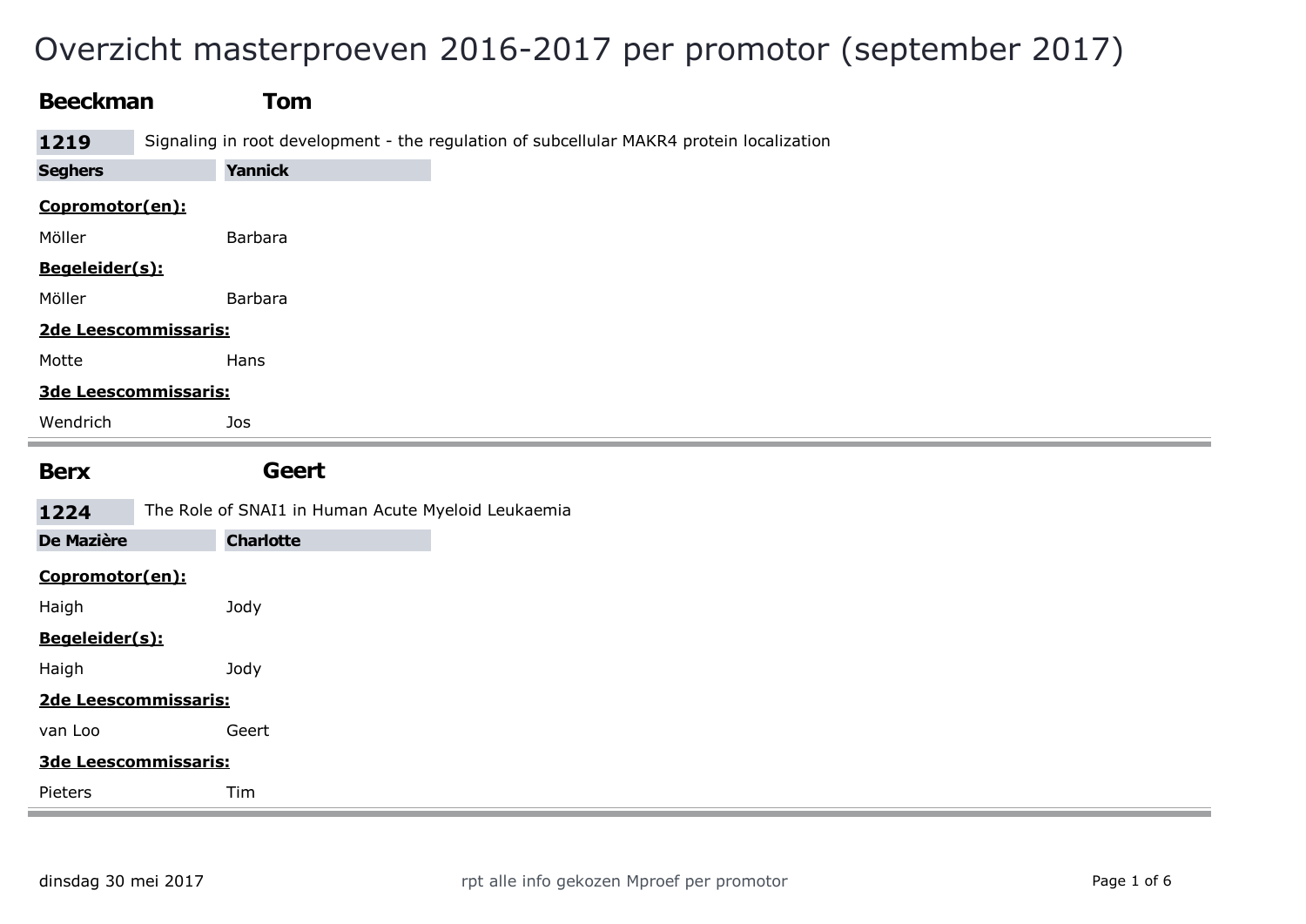# Overzicht masterproeven 2016-2017 per promotor (september 2017)

## Beeckman Tom

**1219** Signaling in root development - the regulation of subcellular MAKR4 protein localization

**Seghers Yannick**

**Copromotor(en):**

Möller Barbara

**Begeleider(s):**

Möller Barbara

**2de Leescommissaris:**

Motte Hans

**3de Leescommissaris:**

Wendrich Jos

---

## Berx Geert

**1224** The Role of SNAI1 in Human Acute Myeloid Leukaemia

**De Mazière Charlotte**

**Copromotor(en):**

Haigh Jody

**Begeleider(s):**

Haigh Jody

**2de Leescommissaris:**

van Loo Geert

**3de Leescommissaris:**

Pieters Tim

---

dinsdag 30 mei 2017

rpt alle info gekozen Mproef per promotor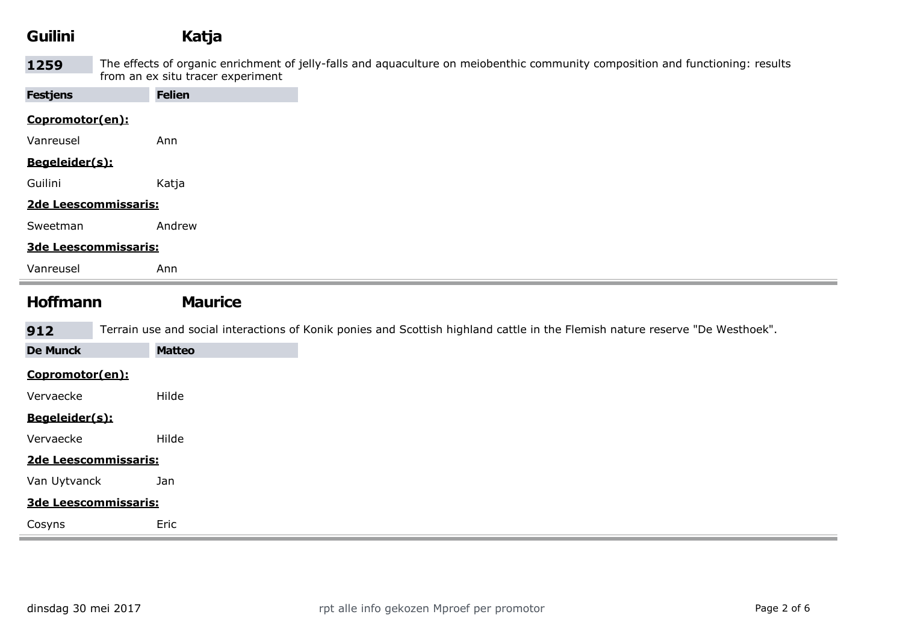## Guilini Katja

**1259** The effects of organic enrichment of jelly-falls and aquaculture on meiobenthic community composition and functioning: results from an ex situ tracer experiment

**Festjens** **Felien**

**Copromotor(en):**

Vanreusel Ann

**Begeleider(s):**

Guilini Katja

**2de Leescommissaris:**

Sweetman Andrew

**3de Leescommissaris:**

Vanreusel Ann

---

## Hoffmann Maurice

**912** Terrain use and social interactions of Konik ponies and Scottish highland cattle in the Flemish nature reserve "De Westhoek".

**De Munck** **Matteo**

**Copromotor(en):**

Vervaecke Hilde

**Begeleider(s):**

Vervaecke Hilde

**2de Leescommissaris:**

Van Uytvanck Jan

**3de Leescommissaris:**

Cosyns Eric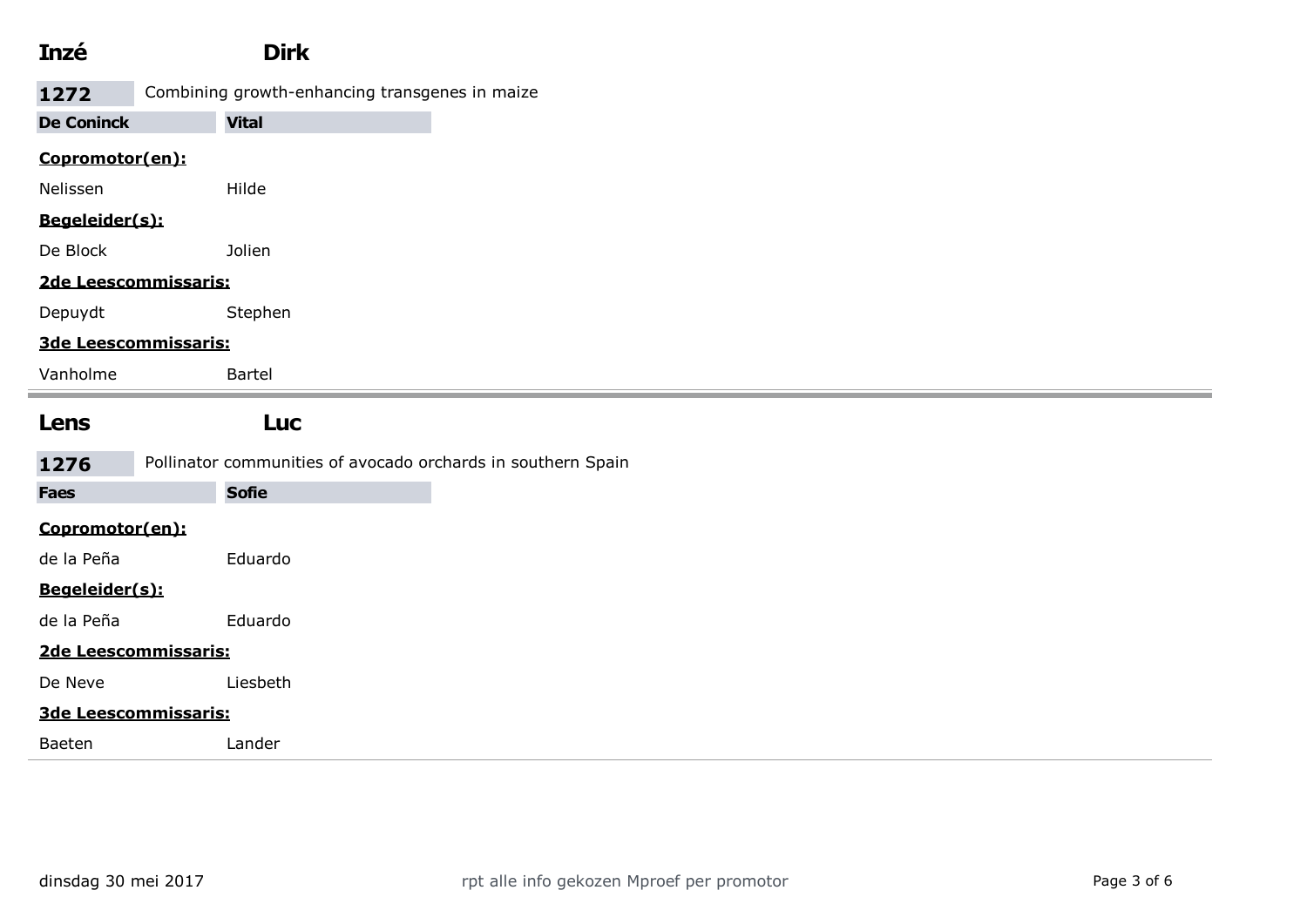## Inzé Dirk

**1272** Combining growth-enhancing transgenes in maize

**De Coninck Vital**

**Copromotor(en):**

Nelissen Hilde

**Begeleider(s):**

De Block Jolien

**2de Leescommissaris:**

Depuydt Stephen

**3de Leescommissaris:**

Vanholme Bartel

---

## Lens Luc

**1276** Pollinator communities of avocado orchards in southern Spain

**Faes Sofie**

**Copromotor(en):**

de la Peña Eduardo

**Begeleider(s):**

de la Peña Eduardo

**2de Leescommissaris:**

De Neve Liesbeth

**3de Leescommissaris:**

Baeten Lander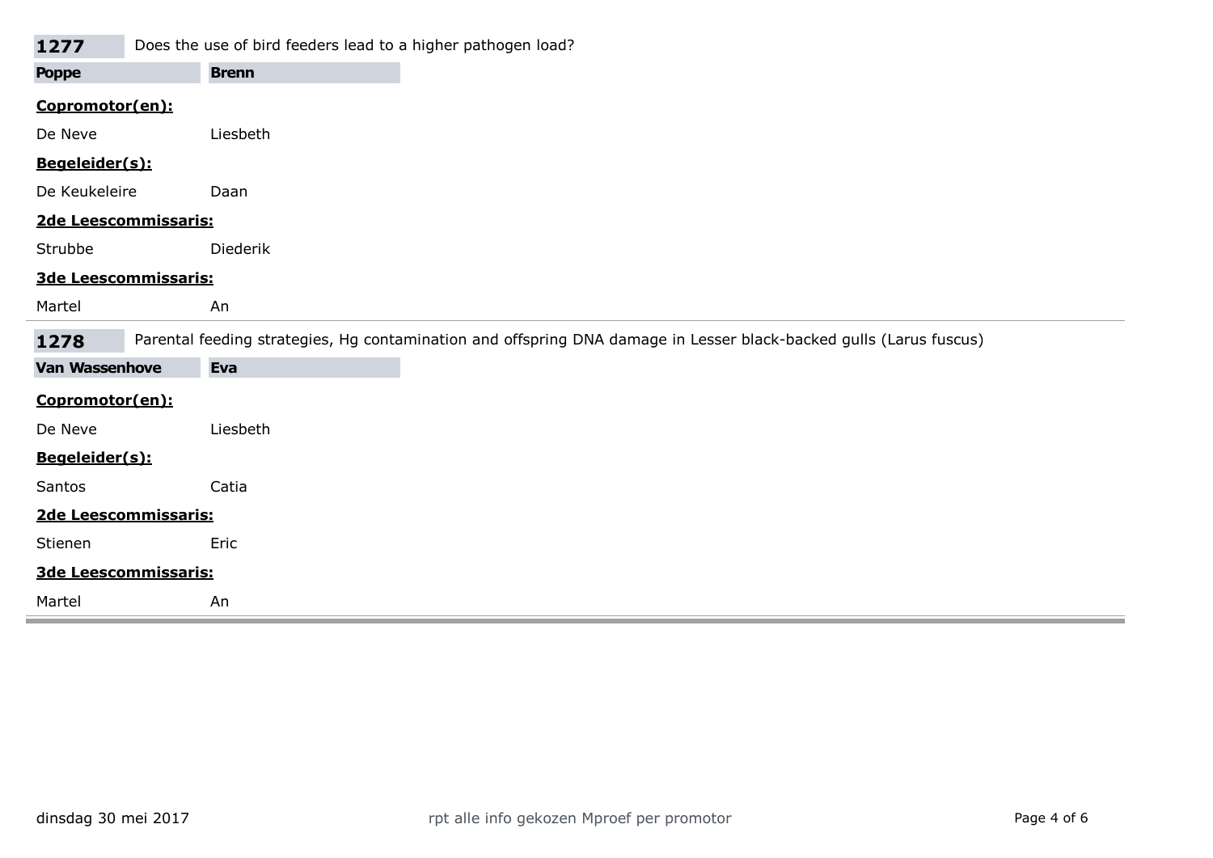**1277** Does the use of bird feeders lead to a higher pathogen load?

**Poppe** **Brenn**

**Copromotor(en):**

De Neve Liesbeth

**Begeleider(s):**

De Keukeleire Daan

**2de Leescommissaris:**

Strubbe Diederik

**3de Leescommissaris:**

Martel An

---

**1278** Parental feeding strategies, Hg contamination and offspring DNA damage in Lesser black-backed gulls (Larus fuscus)

**Van Wassenhove** **Eva**

**Copromotor(en):**

De Neve Liesbeth

**Begeleider(s):**

Santos Catia

**2de Leescommissaris:**

Stienen Eric

**3de Leescommissaris:**

Martel An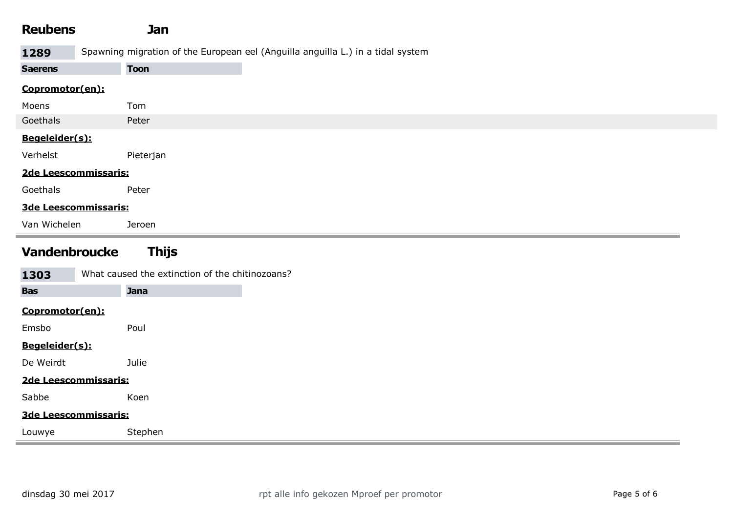## Reubens Jan

**1289** Spawning migration of the European eel (Anguilla anguilla L.) in a tidal system

**Saerens Toon**

**Copromotor(en):**

Moens Tom

Goethals Peter

**Begeleider(s):**

Verhelst Pieterjan

**2de Leescommissaris:**

Goethals Peter

**3de Leescommissaris:**

Van Wichelen Jeroen

---

## Vandenbroucke Thijs

**1303** What caused the extinction of the chitinozoans?

**Bas Jana**

**Copromotor(en):**

Emsbo Poul

**Begeleider(s):**

De Weirdt Julie

**2de Leescommissaris:**

Sabbe Koen

**3de Leescommissaris:**

Louwye Stephen

---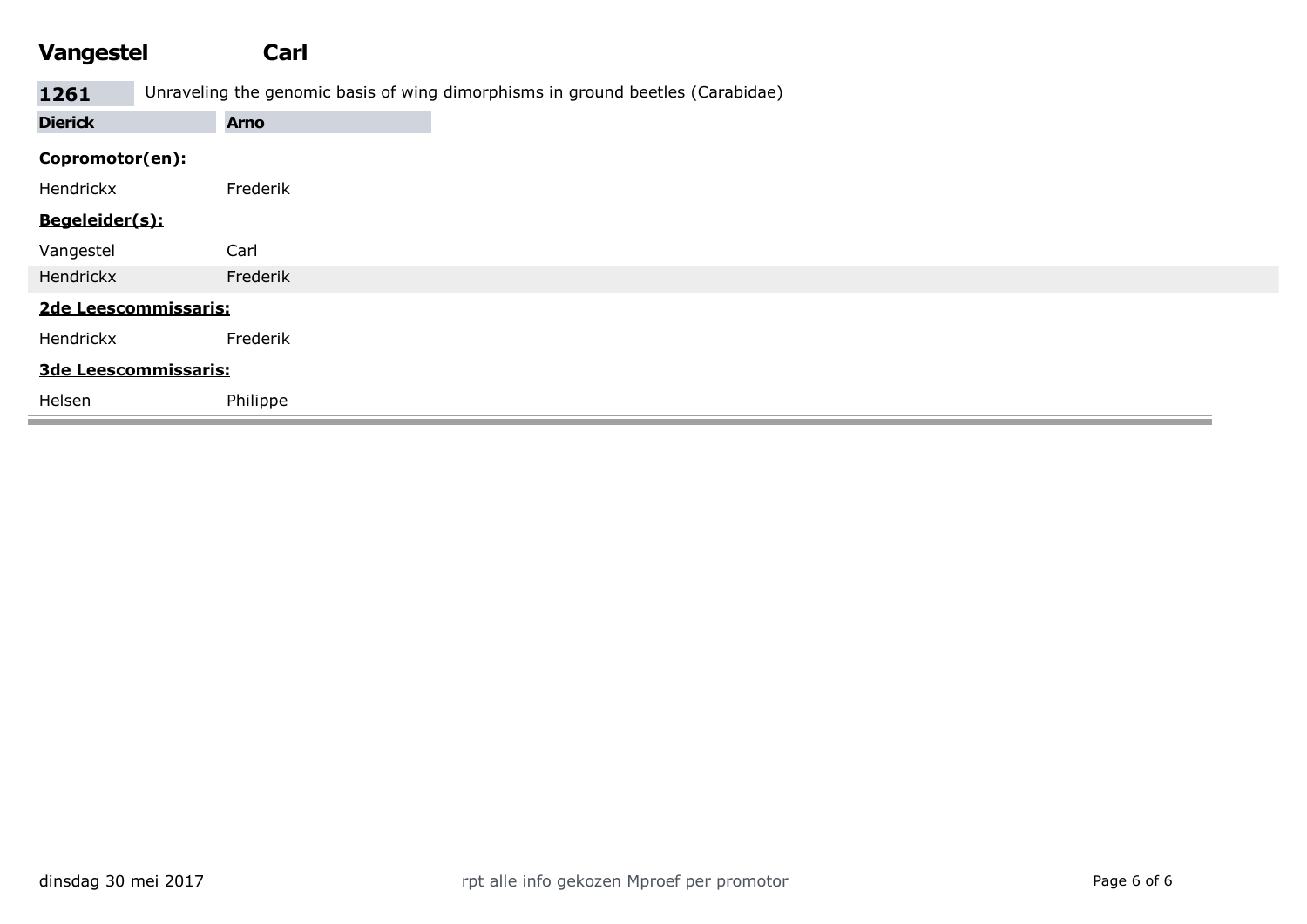## Vangestel Carl

**1261** Unraveling the genomic basis of wing dimorphisms in ground beetles (Carabidae)

**Dierick** **Arno**

**Copromotor(en):**

Hendrickx Frederik

**Begeleider(s):**

Vangestel Carl

Hendrickx Frederik

**2de Leescommissaris:**

Hendrickx Frederik

**3de Leescommissaris:**

Helsen Philippe

dinsdag 30 mei 2017

rpt alle info gekozen Mproef per promotor